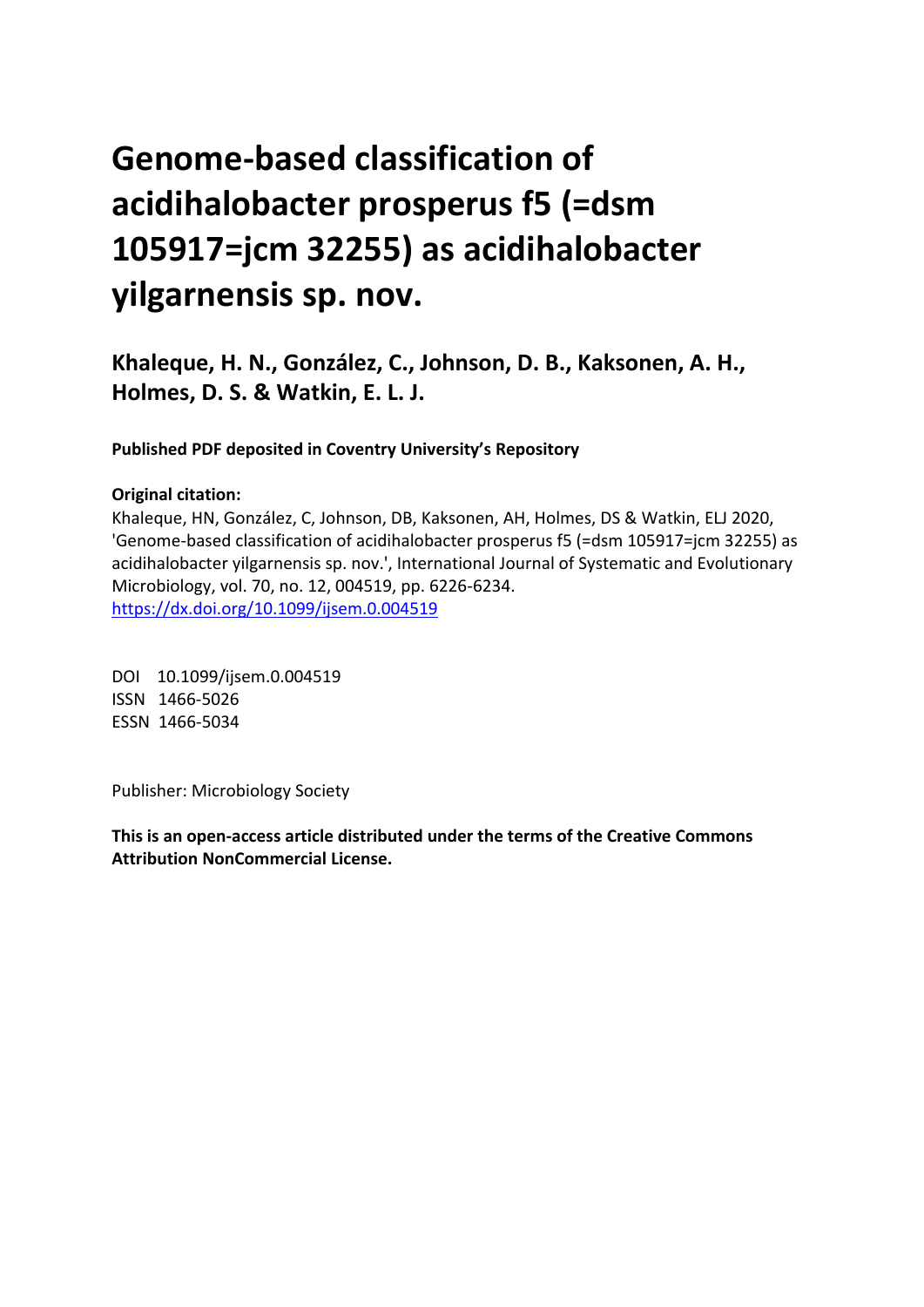# Genome-based classification of acidihalobacter prosperus f5 (=dsm 105917=jcm 32255) as acidihalobacter yilgarnensis sp. nov.

**Khaleque, H. N., González, C., Johnson, D. B., Kaksonen, A. H., Holmes, D. S. & Watkin, E. L. J.**

**Published PDF deposited in Coventry University's Repository**

**Original citation:**

Khaleque, HN, González, C, Johnson, DB, Kaksonen, AH, Holmes, DS & Watkin, ELJ 2020, 'Genome-based classification of acidihalobacter prosperus f5 (=dsm 105917=jcm 32255) as acidihalobacter yilgarnensis sp. nov.', International Journal of Systematic and Evolutionary Microbiology, vol. 70, no. 12, 004519, pp. 6226-6234.
https://dx.doi.org/10.1099/ijsem.0.004519

DOI 10.1099/ijsem.0.004519
ISSN 1466-5026
ESSN 1466-5034

Publisher: Microbiology Society

**This is an open-access article distributed under the terms of the Creative Commons Attribution NonCommercial License.**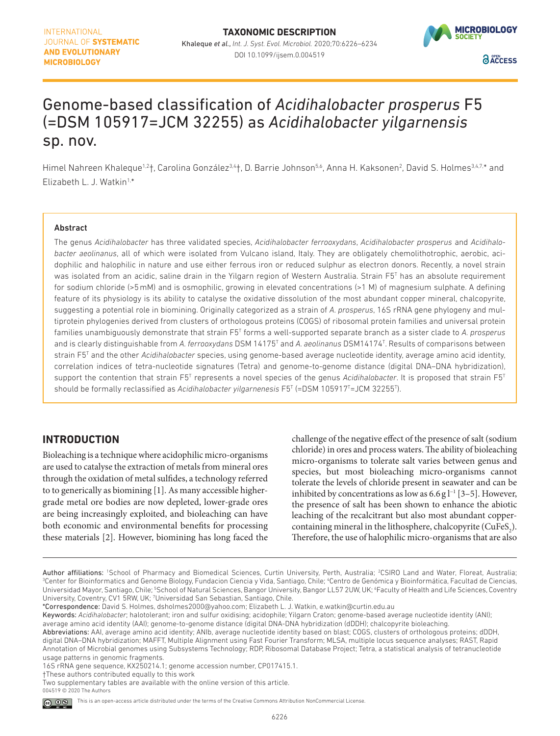TAXONOMIC DESCRIPTION

# Genome-based classification of *Acidihalobacter prosperus* F5 (=DSM 105917=JCM 32255) as *Acidihalobacter yilgarnensis* sp. nov.

Himel Nahreen Khaleque[1,2]†, Carolina González[3,4]†, D. Barrie Johnson[5,6], Anna H. Kaksonen[2], David S. Holmes[3,4,7,*] and Elizabeth L. J. Watkin[1,*]

### Abstract

The genus *Acidihalobacter* has three validated species, *Acidihalobacter ferrooxydans*, *Acidihalobacter prosperus* and *Acidihalobacter aeolinanus*, all of which were isolated from Vulcano island, Italy. They are obligately chemolithotrophic, aerobic, acidophilic and halophilic in nature and use either ferrous iron or reduced sulphur as electron donors. Recently, a novel strain was isolated from an acidic, saline drain in the Yilgarn region of Western Australia. Strain F5$^T$ has an absolute requirement for sodium chloride (>5 mM) and is osmophilic, growing in elevated concentrations (>1 M) of magnesium sulphate. A defining feature of its physiology is its ability to catalyse the oxidative dissolution of the most abundant copper mineral, chalcopyrite, suggesting a potential role in biomining. Originally categorized as a strain of *A. prosperus*, 16S rRNA gene phylogeny and multiprotein phylogenies derived from clusters of orthologous proteins (COGS) of ribosomal protein families and universal protein families unambiguously demonstrate that strain F5$^T$ forms a well-supported separate branch as a sister clade to *A. prosperus* and is clearly distinguishable from *A. ferrooxydans* DSM 14175$^T$ and *A. aeolinanus* DSM14174$^T$. Results of comparisons between strain F5$^T$ and the other *Acidihalobacter* species, using genome-based average nucleotide identity, average amino acid identity, correlation indices of tetra-nucleotide signatures (Tetra) and genome-to-genome distance (digital DNA–DNA hybridization), support the contention that strain F5$^T$ represents a novel species of the genus *Acidihalobacter*. It is proposed that strain F5$^T$ should be formally reclassified as *Acidihalobacter yilgarnenesis* F5$^T$ (=DSM 105917$^T$=JCM 32255$^T$).

## INTRODUCTION

Bioleaching is a technique where acidophilic micro-organisms are used to catalyse the extraction of metals from mineral ores through the oxidation of metal sulfides, a technology referred to to generically as biomining [1]. As many accessible higher-grade metal ore bodies are now depleted, lower-grade ores are being increasingly exploited, and bioleaching can have both economic and environmental benefits for processing these materials [2]. However, biomining has long faced the challenge of the negative effect of the presence of salt (sodium chloride) in ores and process waters. The ability of bioleaching micro-organisms to tolerate salt varies between genus and species, but most bioleaching micro-organisms cannot tolerate the levels of chloride present in seawater and can be inhibited by concentrations as low as 6.6 g l$^{-1}$ [3–5]. However, the presence of salt has been shown to enhance the abiotic leaching of the recalcitrant but also most abundant copper-containing mineral in the lithosphere, chalcopyrite ($CuFeS_2$). Therefore, the use of halophilic micro-organisms that are also

---

Author affiliations: [1]School of Pharmacy and Biomedical Sciences, Curtin University, Perth, Australia; [2]CSIRO Land and Water, Floreat, Australia; [3]Center for Bioinformatics and Genome Biology, Fundacion Ciencia y Vida, Santiago, Chile; [4]Centro de Genómica y Bioinformática, Facultad de Ciencias, Universidad Mayor, Santiago, Chile; [5]School of Natural Sciences, Bangor University, Bangor LL57 2UW, UK; [6]Faculty of Health and Life Sciences, Coventry University, Coventry, CV1 5RW, UK; [7]Universidad San Sebastian, Santiago, Chile.

*Correspondence: David S. Holmes, dsholmes2000@yahoo.com; Elizabeth L. J. Watkin, e.watkin@curtin.edu.au

Keywords: *Acidihalobacter*; halotolerant; iron and sulfur oxidising; acidophile; Yilgarn Craton; genome-based average nucleotide identity (ANI); average amino acid identity (AAI); genome-to-genome distance (digital DNA-DNA hybridization (dDDH); chalcopyrite bioleaching.

Abbreviations: AAI, average amino acid identity; ANIb, average nucleotide identity based on blast; COGS, clusters of orthologous proteins; dDDH, digital DNA–DNA hybridization; MAFFT, Multiple Alignment using Fast Fourier Transform; MLSA, multiple locus sequence analyses; RAST, Rapid Annotation of Microbial genomes using Subsystems Technology; RDP, Ribosomal Database Project; Tetra, a statistical analysis of tetranucleotide usage patterns in genomic fragments.

16S rRNA gene sequence, KX250214.1; genome accession number, CP017415.1.

†These authors contributed equally to this work

Two supplementary tables are available with the online version of this article.

004519 © 2020 The Authors

This is an open-access article distributed under the terms of the Creative Commons Attribution NonCommercial License.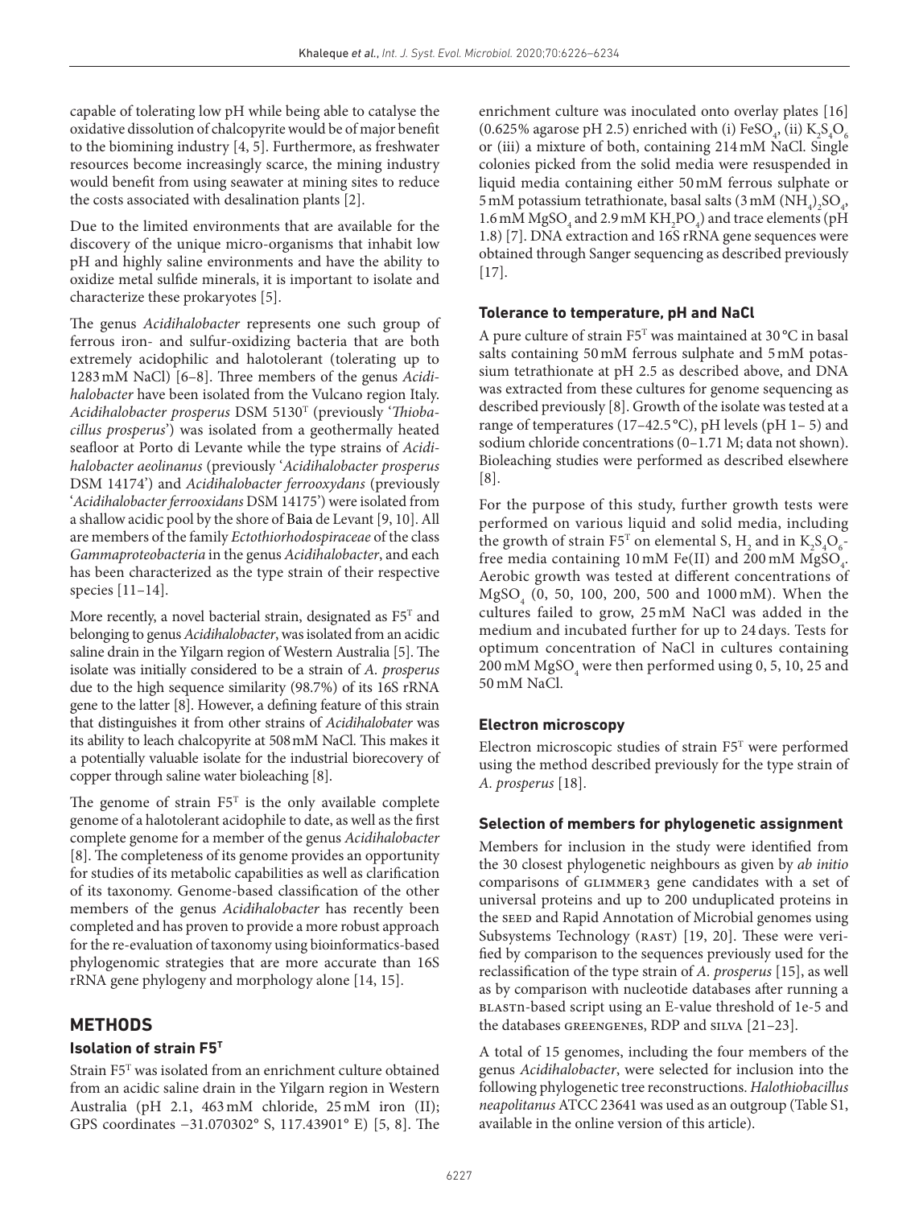capable of tolerating low pH while being able to catalyse the oxidative dissolution of chalcopyrite would be of major benefit to the biomining industry [4, 5]. Furthermore, as freshwater resources become increasingly scarce, the mining industry would benefit from using seawater at mining sites to reduce the costs associated with desalination plants [2].

Due to the limited environments that are available for the discovery of the unique micro-organisms that inhabit low pH and highly saline environments and have the ability to oxidize metal sulfide minerals, it is important to isolate and characterize these prokaryotes [5].

The genus *Acidihalobacter* represents one such group of ferrous iron- and sulfur-oxidizing bacteria that are both extremely acidophilic and halotolerant (tolerating up to 1283 mM NaCl) [6–8]. Three members of the genus *Acidihalobacter* have been isolated from the Vulcano region Italy. *Acidihalobacter prosperus* DSM 5130$^T$ (previously '*Thiobacillus prosperus*') was isolated from a geothermally heated seafloor at Porto di Levante while the type strains of *Acidihalobacter aeolinanus* (previously '*Acidihalobacter prosperus* DSM 14174') and *Acidihalobacter ferrooxydans* (previously '*Acidihalobacter ferrooxidans* DSM 14175') were isolated from a shallow acidic pool by the shore of Baia de Levant [9, 10]. All are members of the family *Ectothiorhodospiraceae* of the class *Gammaproteobacteria* in the genus *Acidihalobacter*, and each has been characterized as the type strain of their respective species [11–14].

More recently, a novel bacterial strain, designated as F5$^T$ and belonging to genus *Acidihalobacter*, was isolated from an acidic saline drain in the Yilgarn region of Western Australia [5]. The isolate was initially considered to be a strain of *A. prosperus* due to the high sequence similarity (98.7%) of its 16S rRNA gene to the latter [8]. However, a defining feature of this strain that distinguishes it from other strains of *Acidihalobater* was its ability to leach chalcopyrite at 508 mM NaCl. This makes it a potentially valuable isolate for the industrial biorecovery of copper through saline water bioleaching [8].

The genome of strain F5$^T$ is the only available complete genome of a halotolerant acidophile to date, as well as the first complete genome for a member of the genus *Acidihalobacter* [8]. The completeness of its genome provides an opportunity for studies of its metabolic capabilities as well as clarification of its taxonomy. Genome-based classification of the other members of the genus *Acidihalobacter* has recently been completed and has proven to provide a more robust approach for the re-evaluation of taxonomy using bioinformatics-based phylogenomic strategies that are more accurate than 16S rRNA gene phylogeny and morphology alone [14, 15].

## METHODS

### Isolation of strain F5$^T$

Strain F5$^T$ was isolated from an enrichment culture obtained from an acidic saline drain in the Yilgarn region in Western Australia (pH 2.1, 463 mM chloride, 25 mM iron (II); GPS coordinates −31.070302° S, 117.43901° E) [5, 8]. The enrichment culture was inoculated onto overlay plates [16] (0.625% agarose pH 2.5) enriched with (i) $FeSO_4$, (ii) $K_2S_4O_6$ or (iii) a mixture of both, containing 214 mM NaCl. Single colonies picked from the solid media were resuspended in liquid media containing either 50 mM ferrous sulphate or 5 mM potassium tetrathionate, basal salts (3 mM $(NH_4)_2SO_4$, 1.6 mM $MgSO_4$ and 2.9 mM $KH_2PO_4$) and trace elements (pH 1.8) [7]. DNA extraction and 16S rRNA gene sequences were obtained through Sanger sequencing as described previously [17].

### Tolerance to temperature, pH and NaCl

A pure culture of strain F5$^T$ was maintained at 30 °C in basal salts containing 50 mM ferrous sulphate and 5 mM potassium tetrathionate at pH 2.5 as described above, and DNA was extracted from these cultures for genome sequencing as described previously [8]. Growth of the isolate was tested at a range of temperatures (17–42.5 °C), pH levels (pH 1– 5) and sodium chloride concentrations (0–1.71 M; data not shown). Bioleaching studies were performed as described elsewhere [8].

For the purpose of this study, further growth tests were performed on various liquid and solid media, including the growth of strain F5$^T$ on elemental S, $H_2$ and in $K_2S_4O_6$-free media containing 10 mM Fe(II) and 200 mM $MgSO_4$. Aerobic growth was tested at different concentrations of $MgSO_4$ (0, 50, 100, 200, 500 and 1000 mM). When the cultures failed to grow, 25 mM NaCl was added in the medium and incubated further for up to 24 days. Tests for optimum concentration of NaCl in cultures containing 200 mM $MgSO_4$ were then performed using 0, 5, 10, 25 and 50 mM NaCl.

### Electron microscopy

Electron microscopic studies of strain F5$^T$ were performed using the method described previously for the type strain of *A. prosperus* [18].

### Selection of members for phylogenetic assignment

Members for inclusion in the study were identified from the 30 closest phylogenetic neighbours as given by *ab initio* comparisons of GLIMMER3 gene candidates with a set of universal proteins and up to 200 unduplicated proteins in the SEED and Rapid Annotation of Microbial genomes using Subsystems Technology (RAST) [19, 20]. These were verified by comparison to the sequences previously used for the reclassification of the type strain of *A. prosperus* [15], as well as by comparison with nucleotide databases after running a BLASTN-based script using an E-value threshold of 1e-5 and the databases GREENGENES, RDP and SILVA [21–23].

A total of 15 genomes, including the four members of the genus *Acidihalobacter*, were selected for inclusion into the following phylogenetic tree reconstructions. *Halothiobacillus neapolitanus* ATCC 23641 was used as an outgroup (Table S1, available in the online version of this article).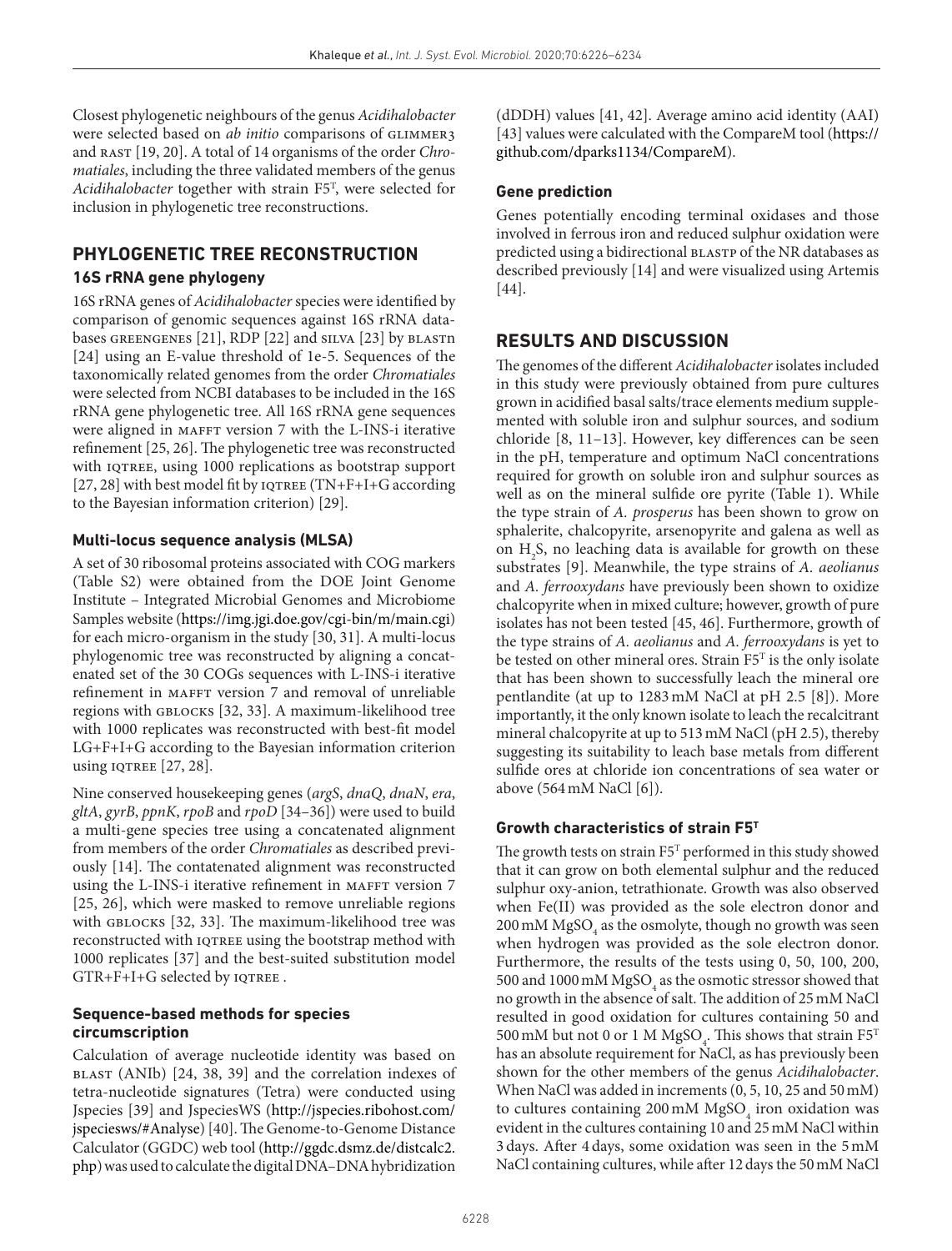Closest phylogenetic neighbours of the genus *Acidihalobacter* were selected based on *ab initio* comparisons of GLIMMER3 and RAST [19, 20]. A total of 14 organisms of the order *Chromatiales*, including the three validated members of the genus *Acidihalobacter* together with strain F5$^T$, were selected for inclusion in phylogenetic tree reconstructions.

## PHYLOGENETIC TREE RECONSTRUCTION

### 16S rRNA gene phylogeny

16S rRNA genes of *Acidihalobacter* species were identified by comparison of genomic sequences against 16S rRNA databases GREENGENES [21], RDP [22] and SILVA [23] by BLASTN [24] using an E-value threshold of 1e-5. Sequences of the taxonomically related genomes from the order *Chromatiales* were selected from NCBI databases to be included in the 16S rRNA gene phylogenetic tree. All 16S rRNA gene sequences were aligned in MAFFT version 7 with the L-INS-i iterative refinement [25, 26]. The phylogenetic tree was reconstructed with IQTREE, using 1000 replications as bootstrap support [27, 28] with best model fit by IQTREE (TN+F+I+G according to the Bayesian information criterion) [29].

### Multi-locus sequence analysis (MLSA)

A set of 30 ribosomal proteins associated with COG markers (Table S2) were obtained from the DOE Joint Genome Institute – Integrated Microbial Genomes and Microbiome Samples website (https://img.jgi.doe.gov/cgi-bin/m/main.cgi) for each micro-organism in the study [30, 31]. A multi-locus phylogenomic tree was reconstructed by aligning a concatenated set of the 30 COGs sequences with L-INS-i iterative refinement in MAFFT version 7 and removal of unreliable regions with GBLOCKS [32, 33]. A maximum-likelihood tree with 1000 replicates was reconstructed with best-fit model LG+F+I+G according to the Bayesian information criterion using IQTREE [27, 28].

Nine conserved housekeeping genes (*argS*, *dnaQ*, *dnaN*, *era*, *gltA*, *gyrB*, *ppnK*, *rpoB* and *rpoD* [34–36]) were used to build a multi-gene species tree using a concatenated alignment from members of the order *Chromatiales* as described previously [14]. The contatenated alignment was reconstructed using the L-INS-i iterative refinement in MAFFT version 7 [25, 26], which were masked to remove unreliable regions with GBLOCKS [32, 33]. The maximum-likelihood tree was reconstructed with IQTREE using the bootstrap method with 1000 replicates [37] and the best-suited substitution model GTR+F+I+G selected by IQTREE .

### Sequence-based methods for species circumscription

Calculation of average nucleotide identity was based on BLAST (ANIb) [24, 38, 39] and the correlation indexes of tetra-nucleotide signatures (Tetra) were conducted using Jspecies [39] and JspeciesWS (http://jspecies.ribohost.com/jspeciesws/#Analyse) [40]. The Genome-to-Genome Distance Calculator (GGDC) web tool (http://ggdc.dsmz.de/distcalc2.php) was used to calculate the digital DNA–DNA hybridization (dDDH) values [41, 42]. Average amino acid identity (AAI) [43] values were calculated with the CompareM tool (https://github.com/dparks1134/CompareM).

### Gene prediction

Genes potentially encoding terminal oxidases and those involved in ferrous iron and reduced sulphur oxidation were predicted using a bidirectional BLASTP of the NR databases as described previously [14] and were visualized using Artemis [44].

## RESULTS AND DISCUSSION

The genomes of the different *Acidihalobacter* isolates included in this study were previously obtained from pure cultures grown in acidified basal salts/trace elements medium supplemented with soluble iron and sulphur sources, and sodium chloride [8, 11–13]. However, key differences can be seen in the pH, temperature and optimum NaCl concentrations required for growth on soluble iron and sulphur sources as well as on the mineral sulfide ore pyrite (Table 1). While the type strain of *A. prosperus* has been shown to grow on sphalerite, chalcopyrite, arsenopyrite and galena as well as on $H_2S$, no leaching data is available for growth on these substrates [9]. Meanwhile, the type strains of *A. aeolianus* and *A. ferrooxydans* have previously been shown to oxidize chalcopyrite when in mixed culture; however, growth of pure isolates has not been tested [45, 46]. Furthermore, growth of the type strains of *A. aeolianus* and *A. ferrooxydans* is yet to be tested on other mineral ores. Strain F5$^T$ is the only isolate that has been shown to successfully leach the mineral ore pentlandite (at up to 1283 mM NaCl at pH 2.5 [8]). More importantly, it the only known isolate to leach the recalcitrant mineral chalcopyrite at up to 513 mM NaCl (pH 2.5), thereby suggesting its suitability to leach base metals from different sulfide ores at chloride ion concentrations of sea water or above (564 mM NaCl [6]).

### Growth characteristics of strain F5$^T$

The growth tests on strain F5$^T$ performed in this study showed that it can grow on both elemental sulphur and the reduced sulphur oxy-anion, tetrathionate. Growth was also observed when Fe(II) was provided as the sole electron donor and 200 mM $MgSO_4$ as the osmolyte, though no growth was seen when hydrogen was provided as the sole electron donor. Furthermore, the results of the tests using 0, 50, 100, 200, 500 and 1000 mM $MgSO_4$ as the osmotic stressor showed that no growth in the absence of salt. The addition of 25 mM NaCl resulted in good oxidation for cultures containing 50 and 500 mM but not 0 or 1 M $MgSO_4$. This shows that strain F5$^T$ has an absolute requirement for NaCl, as has previously been shown for the other members of the genus *Acidihalobacter*. When NaCl was added in increments (0, 5, 10, 25 and 50 mM) to cultures containing 200 mM $MgSO_4$ iron oxidation was evident in the cultures containing 10 and 25 mM NaCl within 3 days. After 4 days, some oxidation was seen in the 5 mM NaCl containing cultures, while after 12 days the 50 mM NaCl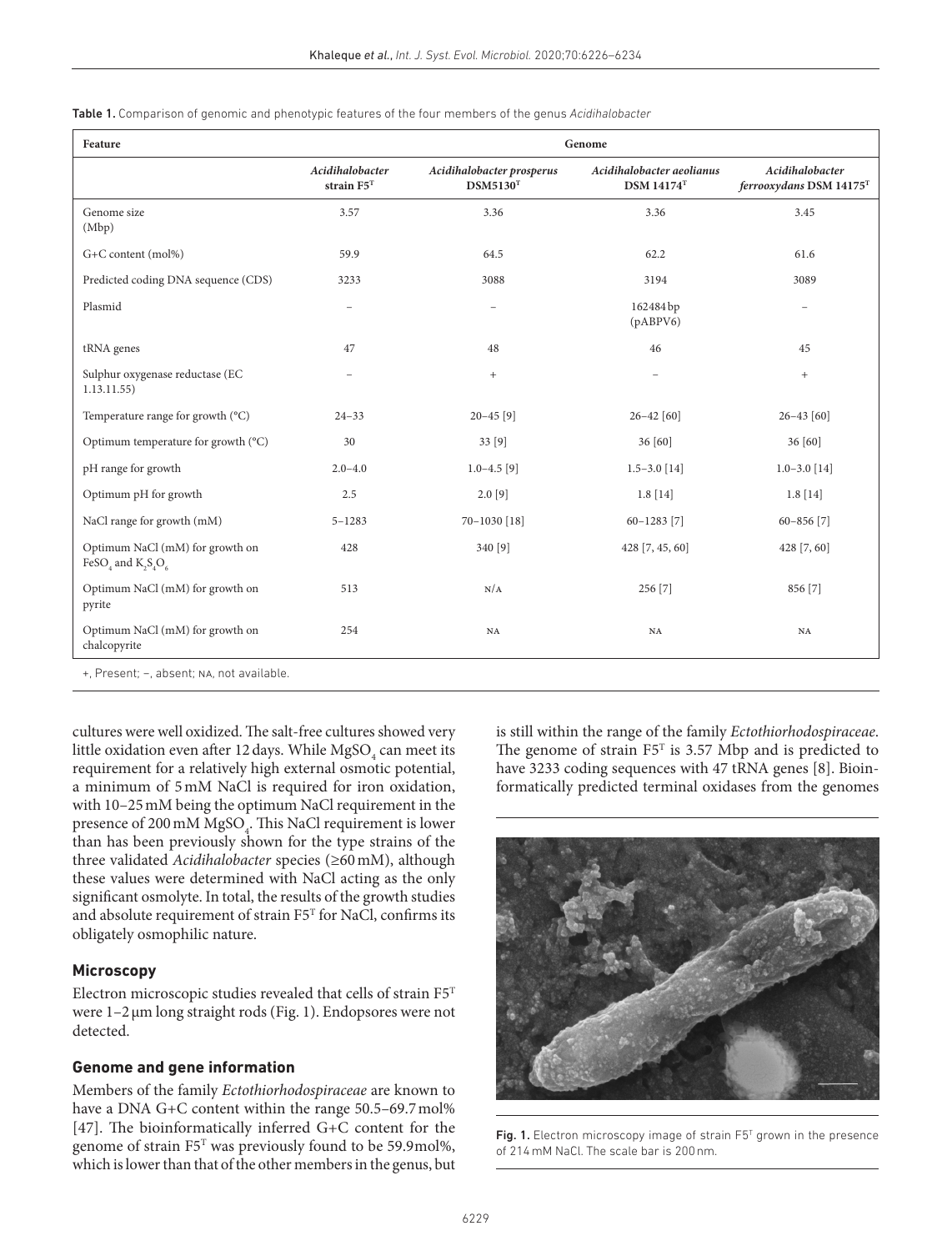Table 1. Comparison of genomic and phenotypic features of the four members of the genus *Acidihalobacter*

| Feature | Genome | | | |
|---|---|---|---|---|
| | *Acidihalobacter* strain F5[T] | *Acidihalobacter prosperus* DSM5130[T] | *Acidihalobacter aeolianus* DSM 14174[T] | *Acidihalobacter ferrooxydans* DSM 14175[T] |
| Genome size (Mbp) | 3.57 | 3.36 | 3.36 | 3.45 |
| G+C content (mol%) | 59.9 | 64.5 | 62.2 | 61.6 |
| Predicted coding DNA sequence (CDS) | 3233 | 3088 | 3194 | 3089 |
| Plasmid | − | − | 162484 bp (pABPV6) | − |
| tRNA genes | 47 | 48 | 46 | 45 |
| Sulphur oxygenase reductase (EC 1.13.11.55) | − | + | − | + |
| Temperature range for growth (°C) | 24–33 | 20–45 [9] | 26–42 [60] | 26–43 [60] |
| Optimum temperature for growth (°C) | 30 | 33 [9] | 36 [60] | 36 [60] |
| pH range for growth | 2.0–4.0 | 1.0–4.5 [9] | 1.5–3.0 [14] | 1.0–3.0 [14] |
| Optimum pH for growth | 2.5 | 2.0 [9] | 1.8 [14] | 1.8 [14] |
| NaCl range for growth (mM) | 5–1283 | 70–1030 [18] | 60–1283 [7] | 60–856 [7] |
| Optimum NaCl (mM) for growth on $FeSO_4$ and $K_2S_4O_6$ | 428 | 340 [9] | 428 [7, 45, 60] | 428 [7, 60] |
| Optimum NaCl (mM) for growth on pyrite | 513 | N/A | 256 [7] | 856 [7] |
| Optimum NaCl (mM) for growth on chalcopyrite | 254 | NA | NA | NA |

+, Present; −, absent; NA, not available.

cultures were well oxidized. The salt-free cultures showed very little oxidation even after 12 days. While $MgSO_4$ can meet its requirement for a relatively high external osmotic potential, a minimum of 5 mM NaCl is required for iron oxidation, with 10–25 mM being the optimum NaCl requirement in the presence of 200 mM $MgSO_4$. This NaCl requirement is lower than has been previously shown for the type strains of the three validated *Acidihalobacter* species (≥60 mM), although these values were determined with NaCl acting as the only significant osmolyte. In total, the results of the growth studies and absolute requirement of strain F5[T] for NaCl, confirms its obligately osmophilic nature.

## Microscopy

Electron microscopic studies revealed that cells of strain F5[T] were 1–2 µm long straight rods (Fig. 1). Endopspores were not detected.

## Genome and gene information

Members of the family *Ectothiorhodospiraceae* are known to have a DNA G+C content within the range 50.5–69.7 mol% [47]. The bioinformatically inferred G+C content for the genome of strain F5[T] was previously found to be 59.9 mol%, which is lower than that of the other members in the genus, but is still within the range of the family *Ectothiorhodospiraceae*. The genome of strain F5[T] is 3.57 Mbp and is predicted to have 3233 coding sequences with 47 tRNA genes [8]. Bioinformatically predicted terminal oxidases from the genomes

Fig. 1. Electron microscopy image of strain F5[T] grown in the presence of 214 mM NaCl. The scale bar is 200 nm.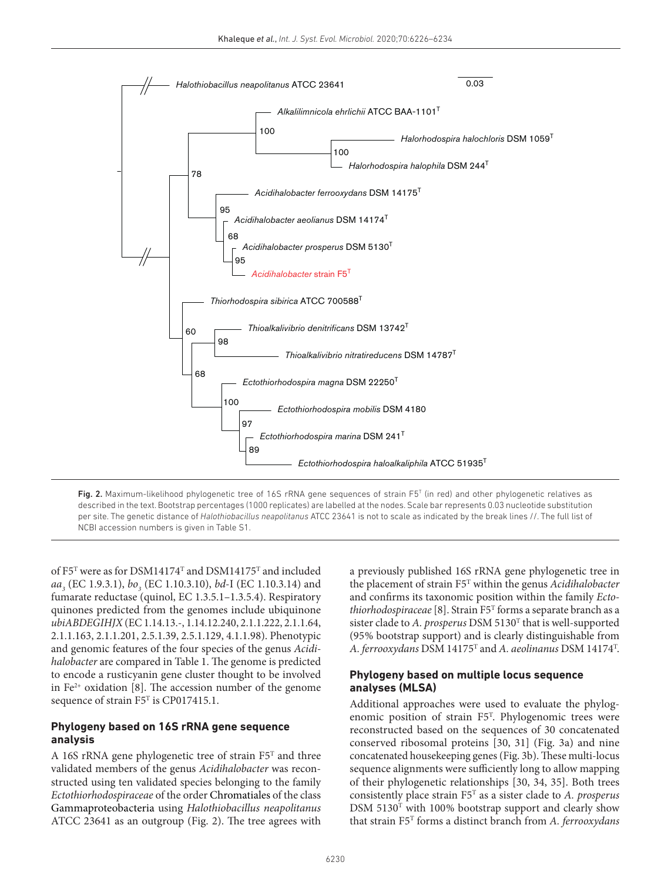Fig. 2. Maximum-likelihood phylogenetic tree of 16S rRNA gene sequences of strain F5[T] (in red) and other phylogenetic relatives as described in the text. Bootstrap percentages (1000 replicates) are labelled at the nodes. Scale bar represents 0.03 nucleotide substitution per site. The genetic distance of *Halothiobacillus neapolitanus* ATCC 23641 is not to scale as indicated by the break lines //. The full list of NCBI accession numbers is given in Table S1.

of F5[T] were as for DSM14174[T] and DSM14175[T] and included $aa_3$ (EC 1.9.3.1), $bo_3$ (EC 1.10.3.10), *bd*-I (EC 1.10.3.14) and fumarate reductase (quinol, EC 1.3.5.1–1.3.5.4). Respiratory quinones predicted from the genomes include ubiquinone *ubiABDEGIHJX* (EC 1.14.13.-, 1.14.12.240, 2.1.1.222, 2.1.1.64, 2.1.1.163, 2.1.1.201, 2.5.1.39, 2.5.1.129, 4.1.1.98). Phenotypic and genomic features of the four species of the genus *Acidihalobacter* are compared in Table 1. The genome is predicted to encode a rusticyanin gene cluster thought to be involved in $Fe^{2+}$ oxidation [8]. The accession number of the genome sequence of strain F5[T] is CP017415.1.

## Phylogeny based on 16S rRNA gene sequence analysis

A 16S rRNA gene phylogenetic tree of strain F5[T] and three validated members of the genus *Acidihalobacter* was reconstructed using ten validated species belonging to the family *Ectothiorhodospiraceae* of the order Chromatiales of the class Gammaproteobacteria using *Halothiobacillus neapolitanus* ATCC 23641 as an outgroup (Fig. 2). The tree agrees with a previously published 16S rRNA gene phylogenetic tree in the placement of strain F5[T] within the genus *Acidihalobacter* and confirms its taxonomic position within the family *Ectothiorhodospiraceae* [8]. Strain F5[T] forms a separate branch as a sister clade to *A. prosperus* DSM 5130[T] that is well-supported (95% bootstrap support) and is clearly distinguishable from *A. ferrooxydans* DSM 14175[T] and *A. aeolinanus* DSM 14174[T].

## Phylogeny based on multiple locus sequence analyses (MLSA)

Additional approaches were used to evaluate the phylogenomic position of strain F5[T]. Phylogenomic trees were reconstructed based on the sequences of 30 concatenated conserved ribosomal proteins [30, 31] (Fig. 3a) and nine concatenated housekeeping genes (Fig. 3b). These multi-locus sequence alignments were sufficiently long to allow mapping of their phylogenetic relationships [30, 34, 35]. Both trees consistently place strain F5[T] as a sister clade to *A. prosperus* DSM 5130[T] with 100% bootstrap support and clearly show that strain F5[T] forms a distinct branch from *A. ferrooxydans*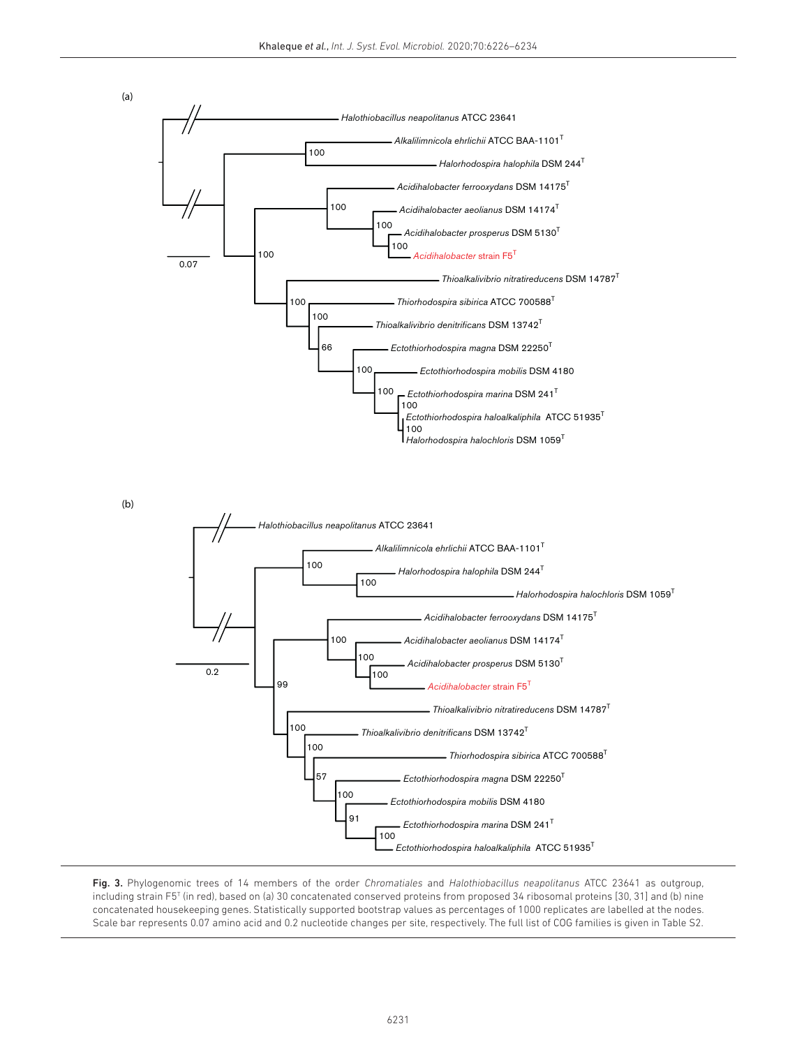**Fig. 3.** Phylogenomic trees of 14 members of the order *Chromatiales* and *Halothiobacillus neapolitanus* ATCC 23641 as outgroup, including strain F5[T] (in red), based on (a) 30 concatenated conserved proteins from proposed 34 ribosomal proteins [30, 31] and (b) nine concatenated housekeeping genes. Statistically supported bootstrap values as percentages of 1000 replicates are labelled at the nodes. Scale bar represents 0.07 amino acid and 0.2 nucleotide changes per site, respectively. The full list of COG families is given in Table S2.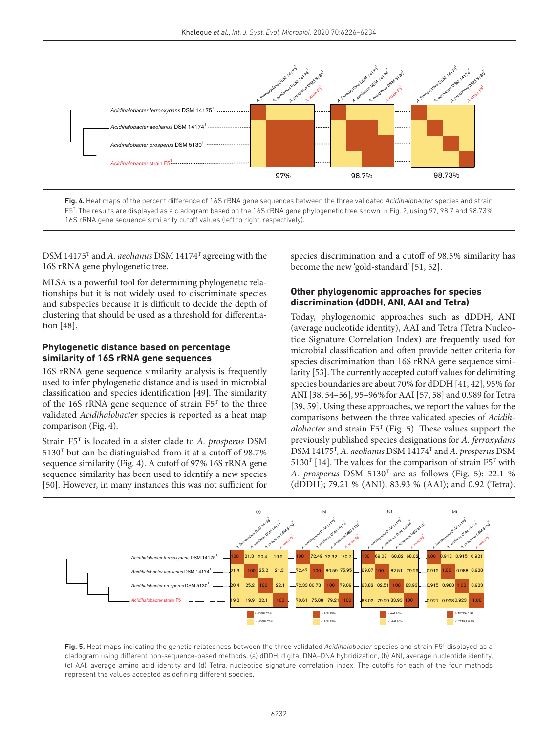Fig. 4. Heat maps of the percent difference of 16S rRNA gene sequences between the three validated *Acidihalobacter* species and strain F5$^T$. The results are displayed as a cladogram based on the 16S rRNA gene phylogenetic tree shown in Fig. 2, using 97, 98.7 and 98.73% 16S rRNA gene sequence similarity cutoff values (left to right, respectively).

DSM 14175$^T$ and *A. aeolianus* DSM 14174$^T$ agreeing with the 16S rRNA gene phylogenetic tree.

MLSA is a powerful tool for determining phylogenetic relationships but it is not widely used to discriminate species and subspecies because it is difficult to decide the depth of clustering that should be used as a threshold for differentiation [48].

### Phylogenetic distance based on percentage similarity of 16S rRNA gene sequences

16S rRNA gene sequence similarity analysis is frequently used to infer phylogenetic distance and is used in microbial classification and species identification [49]. The similarity of the 16S rRNA gene sequence of strain F5$^T$ to the three validated *Acidihalobacter* species is reported as a heat map comparison (Fig. 4).

Strain F5$^T$ is located in a sister clade to *A. prosperus* DSM 5130$^T$ but can be distinguished from it at a cutoff of 98.7% sequence similarity (Fig. 4). A cutoff of 97% 16S rRNA gene sequence similarity has been used to identify a new species [50]. However, in many instances this was not sufficient for species discrimination and a cutoff of 98.5% similarity has become the new 'gold-standard' [51, 52].

### Other phylogenomic approaches for species discrimination (dDDH, ANI, AAI and Tetra)

Today, phylogenomic approaches such as dDDH, ANI (average nucleotide identity), AAI and Tetra (Tetra Nucleotide Signature Correlation Index) are frequently used for microbial classification and often provide better criteria for species discrimination than 16S rRNA gene sequence similarity [53]. The currently accepted cutoff values for delimiting species boundaries are about 70% for dDDH [41, 42], 95% for ANI [38, 54–56], 95–96% for AAI [57, 58] and 0.989 for Tetra [39, 59]. Using these approaches, we report the values for the comparisons between the three validated species of *Acidihalobacter* and strain F5$^T$ (Fig. 5). These values support the previously published species designations for *A. ferrooxydans* DSM 14175$^T$, *A. aeolianus* DSM 14174$^T$ and *A. prosperus* DSM 5130$^T$ [14]. The values for the comparison of strain F5$^T$ with *A. prosperus* DSM 5130$^T$ are as follows (Fig. 5): 22.1 % (dDDH); 79.21 % (ANI); 83.93 % (AAI); and 0.92 (Tetra).

Fig. 5. Heat maps indicating the genetic relatedness between the three validated *Acidihalobacter* species and strain F5$^T$ displayed as a cladogram using different non-sequence-based methods. (a) dDDH, digital DNA–DNA hybridization, (b) ANI, average nucleotide identity, (c) AAI, average amino acid identity and (d) Tetra, nucleotide signature correlation index. The cutoffs for each of the four methods represent the values accepted as defining different species.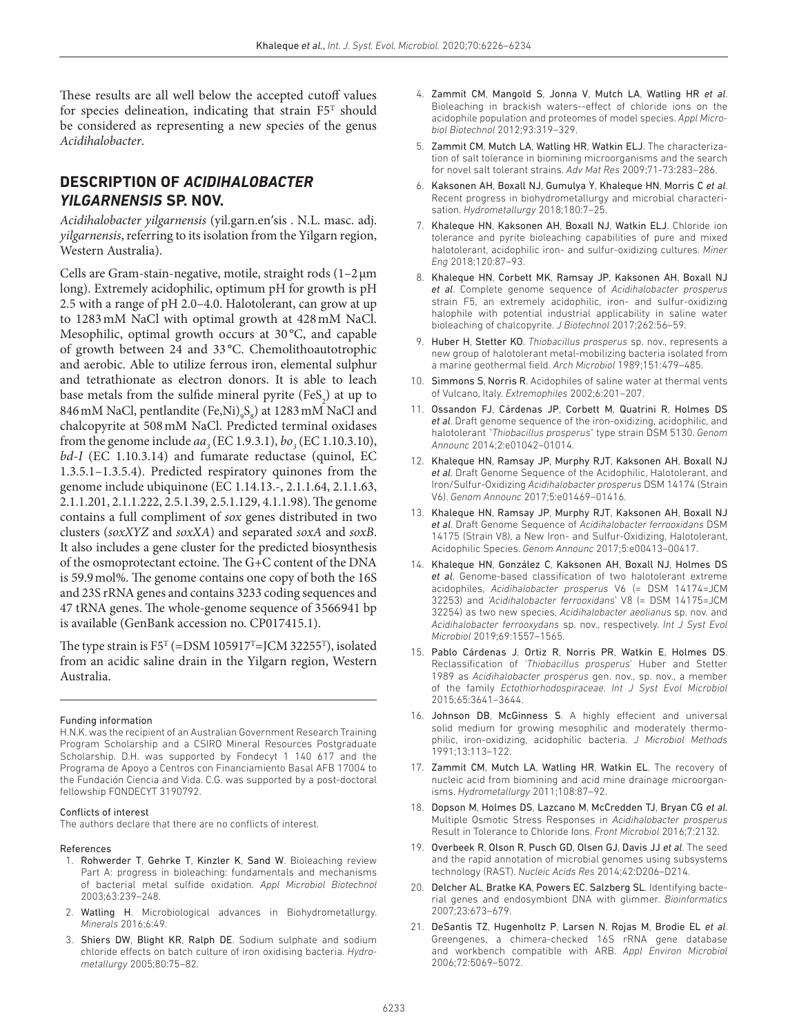These results are all well below the accepted cutoff values for species delineation, indicating that strain F5$^T$ should be considered as representing a new species of the genus *Acidihalobacter*.

## DESCRIPTION OF *ACIDIHALOBACTER YILGARNENSIS* SP. NOV.

*Acidihalobacter yilgarnensis* (yil.garn.en'sis . N.L. masc. adj. *yilgarnensis*, referring to its isolation from the Yilgarn region, Western Australia).

Cells are Gram-stain-negative, motile, straight rods (1–2 µm long). Extremely acidophilic, optimum pH for growth is pH 2.5 with a range of pH 2.0–4.0. Halotolerant, can grow at up to 1283 mM NaCl with optimal growth at 428 mM NaCl. Mesophilic, optimal growth occurs at 30 °C, and capable of growth between 24 and 33 °C. Chemolithoautotrophic and aerobic. Able to utilize ferrous iron, elemental sulphur and tetrathionate as electron donors. It is able to leach base metals from the sulfide mineral pyrite ($FeS_2$) at up to 846 mM NaCl, pentlandite ($(Fe,Ni)_9S_8$) at 1283 mM NaCl and chalcopyrite at 508 mM NaCl. Predicted terminal oxidases from the genome include $aa_3$ (EC 1.9.3.1), $bo_3$ (EC 1.10.3.10), *bd-I* (EC 1.10.3.14) and fumarate reductase (quinol, EC 1.3.5.1–1.3.5.4). Predicted respiratory quinones from the genome include ubiquinone (EC 1.14.13.-, 2.1.1.64, 2.1.1.63, 2.1.1.201, 2.1.1.222, 2.5.1.39, 2.5.1.129, 4.1.1.98). The genome contains a full compliment of *sox* genes distributed in two clusters (*soxXYZ* and *soxXA*) and separated *soxA* and *soxB*. It also includes a gene cluster for the predicted biosynthesis of the osmoprotectant ectoine. The G+C content of the DNA is 59.9 mol%. The genome contains one copy of both the 16S and 23S rRNA genes and contains 3233 coding sequences and 47 tRNA genes. The whole-genome sequence of 3566941 bp is available (GenBank accession no. CP017415.1).

The type strain is F5$^T$ (=DSM 105917$^T$=JCM 32255$^T$), isolated from an acidic saline drain in the Yilgarn region, Western Australia.

#### Funding information

H.N.K. was the recipient of an Australian Government Research Training Program Scholarship and a CSIRO Mineral Resources Postgraduate Scholarship. D.H. was supported by Fondecyt 1 140 617 and the Programa de Apoyo a Centros con Financiamiento Basal AFB 17004 to the Fundación Ciencia and Vida. C.G. was supported by a post-doctoral fellowship FONDECYT 3190792.

#### Conflicts of interest

The authors declare that there are no conflicts of interest.

#### References

1. Rohwerder T, Gehrke T, Kinzler K, Sand W. Bioleaching review Part A: progress in bioleaching: fundamentals and mechanisms of bacterial metal sulfide oxidation. *Appl Microbiol Biotechnol* 2003;63:239–248.
2. Watling H. Microbiological advances in Biohydrometallurgy. *Minerals* 2016;6:49.
3. Shiers DW, Blight KR, Ralph DE. Sodium sulphate and sodium chloride effects on batch culture of iron oxidising bacteria. *Hydrometallurgy* 2005;80:75–82.
4. Zammit CM, Mangold S, Jonna V, Mutch LA, Watling HR *et al*. Bioleaching in brackish waters--effect of chloride ions on the acidophile population and proteomes of model species. *Appl Microbiol Biotechnol* 2012;93:319–329.
5. Zammit CM, Mutch LA, Watling HR, Watkin ELJ. The characterization of salt tolerance in biomining microorganisms and the search for novel salt tolerant strains. *Adv Mat Res* 2009;71-73:283–286.
6. Kaksonen AH, Boxall NJ, Gumulya Y, Khaleque HN, Morris C *et al*. Recent progress in biohydrometallurgy and microbial characterisation. *Hydrometallurgy* 2018;180:7–25.
7. Khaleque HN, Kaksonen AH, Boxall NJ, Watkin ELJ. Chloride ion tolerance and pyrite bioleaching capabilities of pure and mixed halotolerant, acidophilic iron- and sulfur-oxidizing cultures. *Miner Eng* 2018;120:87–93.
8. Khaleque HN, Corbett MK, Ramsay JP, Kaksonen AH, Boxall NJ *et al*. Complete genome sequence of *Acidihalobacter prosperus* strain F5, an extremely acidophilic, iron- and sulfur-oxidizing halophile with potential industrial applicability in saline water bioleaching of chalcopyrite. *J Biotechnol* 2017;262:56–59.
9. Huber H, Stetter KO. *Thiobacillus prosperus* sp. nov., represents a new group of halotolerant metal-mobilizing bacteria isolated from a marine geothermal field. *Arch Microbiol* 1989;151:479–485.
10. Simmons S, Norris R. Acidophiles of saline water at thermal vents of Vulcano, Italy. *Extremophiles* 2002;6:201–207.
11. Ossandon FJ, Cárdenas JP, Corbett M, Quatrini R, Holmes DS *et al*. Draft genome sequence of the iron-oxidizing, acidophilic, and halotolerant "*Thiobacillus prosperus*" type strain DSM 5130. *Genom Announc* 2014;2:e01042–01014.
12. Khaleque HN, Ramsay JP, Murphy RJT, Kaksonen AH, Boxall NJ *et al*. Draft Genome Sequence of the Acidophilic, Halotolerant, and Iron/Sulfur-Oxidizing *Acidihalobacter prosperus* DSM 14174 (Strain V6). *Genom Announc* 2017;5:e01469–01416.
13. Khaleque HN, Ramsay JP, Murphy RJT, Kaksonen AH, Boxall NJ *et al*. Draft Genome Sequence of *Acidihalobacter ferrooxidans* DSM 14175 (Strain V8), a New Iron- and Sulfur-Oxidizing, Halotolerant, Acidophilic Species. *Genom Announc* 2017;5:e00413–00417.
14. Khaleque HN, González C, Kaksonen AH, Boxall NJ, Holmes DS *et al*. Genome-based classification of two halotolerant extreme acidophiles, *Acidihalobacter prosperus* V6 (= DSM 14174=JCM 32253) and '*Acidihalobacter ferrooxidans*' V8 (= DSM 14175=JCM 32254) as two new species, *Acidihalobacter aeolianus* sp. nov. and *Acidihalobacter ferrooxydans* sp. nov., respectively. *Int J Syst Evol Microbiol* 2019;69:1557–1565.
15. Pablo Cárdenas J, Ortiz R, Norris PR, Watkin E, Holmes DS. Reclassification of '*Thiobacillus prosperus*' Huber and Stetter 1989 as *Acidihalobacter prosperus* gen. nov., sp. nov., a member of the family *Ectothiorhodospiraceae*. *Int J Syst Evol Microbiol* 2015;65:3641–3644.
16. Johnson DB, McGinness S. A highly effecient and universal solid medium for growing mesophilic and moderately thermophilic, iron-oxidizing, acidophilic bacteria. *J Microbiol Methods* 1991;13:113–122.
17. Zammit CM, Mutch LA, Watling HR, Watkin EL. The recovery of nucleic acid from biomining and acid mine drainage microorganisms. *Hydrometallurgy* 2011;108:87–92.
18. Dopson M, Holmes DS, Lazcano M, McCredden TJ, Bryan CG *et al*. Multiple Osmotic Stress Responses in *Acidihalobacter prosperus* Result in Tolerance to Chloride Ions. *Front Microbiol* 2016;7:2132.
19. Overbeek R, Olson R, Pusch GD, Olsen GJ, Davis JJ *et al*. The seed and the rapid annotation of microbial genomes using subsystems technology (RAST). *Nucleic Acids Res* 2014;42:D206–D214.
20. Delcher AL, Bratke KA, Powers EC, Salzberg SL. Identifying bacterial genes and endosymbiont DNA with glimmer. *Bioinformatics* 2007;23:673–679.
21. DeSantis TZ, Hugenholtz P, Larsen N, Rojas M, Brodie EL *et al*. Greengenes, a chimera-checked 16S rRNA gene database and workbench compatible with ARB. *Appl Environ Microbiol* 2006;72:5069–5072.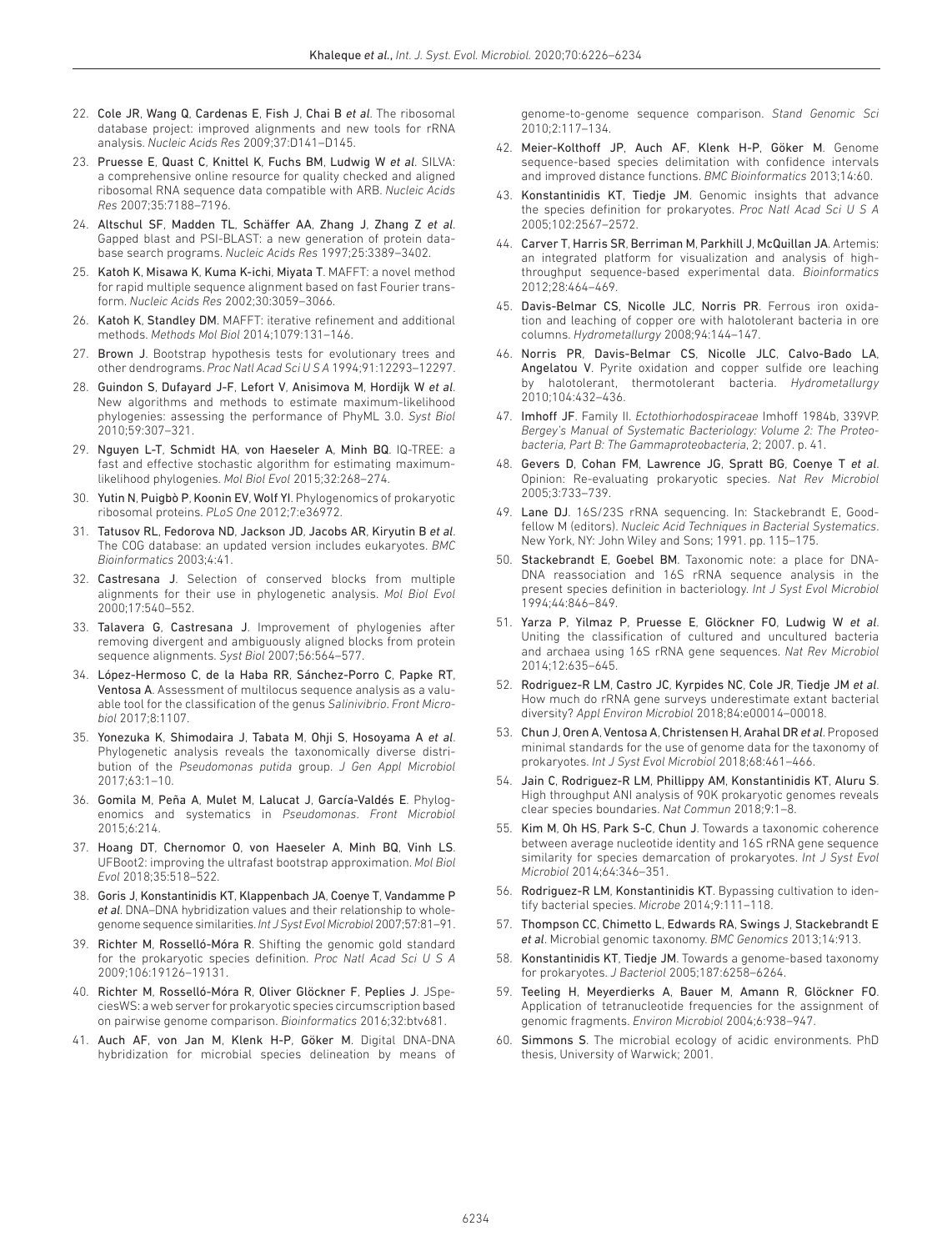22. Cole JR, Wang Q, Cardenas E, Fish J, Chai B *et al*. The ribosomal database project: improved alignments and new tools for rRNA analysis. *Nucleic Acids Res* 2009;37:D141–D145.
23. Pruesse E, Quast C, Knittel K, Fuchs BM, Ludwig W *et al*. SILVA: a comprehensive online resource for quality checked and aligned ribosomal RNA sequence data compatible with ARB. *Nucleic Acids Res* 2007;35:7188–7196.
24. Altschul SF, Madden TL, Schäffer AA, Zhang J, Zhang Z *et al*. Gapped blast and PSI-BLAST: a new generation of protein database search programs. *Nucleic Acids Res* 1997;25:3389–3402.
25. Katoh K, Misawa K, Kuma K-ichi, Miyata T. MAFFT: a novel method for rapid multiple sequence alignment based on fast Fourier transform. *Nucleic Acids Res* 2002;30:3059–3066.
26. Katoh K, Standley DM. MAFFT: iterative refinement and additional methods. *Methods Mol Biol* 2014;1079:131–146.
27. Brown J. Bootstrap hypothesis tests for evolutionary trees and other dendrograms. *Proc Natl Acad Sci U S A* 1994;91:12293–12297.
28. Guindon S, Dufayard J-F, Lefort V, Anisimova M, Hordijk W *et al*. New algorithms and methods to estimate maximum-likelihood phylogenies: assessing the performance of PhyML 3.0. *Syst Biol* 2010;59:307–321.
29. Nguyen L-T, Schmidt HA, von Haeseler A, Minh BQ. IQ-TREE: a fast and effective stochastic algorithm for estimating maximum-likelihood phylogenies. *Mol Biol Evol* 2015;32:268–274.
30. Yutin N, Puigbò P, Koonin EV, Wolf YI. Phylogenomics of prokaryotic ribosomal proteins. *PLoS One* 2012;7:e36972.
31. Tatusov RL, Fedorova ND, Jackson JD, Jacobs AR, Kiryutin B *et al*. The COG database: an updated version includes eukaryotes. *BMC Bioinformatics* 2003;4:41.
32. Castresana J. Selection of conserved blocks from multiple alignments for their use in phylogenetic analysis. *Mol Biol Evol* 2000;17:540–552.
33. Talavera G, Castresana J. Improvement of phylogenies after removing divergent and ambiguously aligned blocks from protein sequence alignments. *Syst Biol* 2007;56:564–577.
34. López-Hermoso C, de la Haba RR, Sánchez-Porro C, Papke RT, Ventosa A. Assessment of multilocus sequence analysis as a valuable tool for the classification of the genus *Salinivibrio*. *Front Microbiol* 2017;8:1107.
35. Yonezuka K, Shimodaira J, Tabata M, Ohji S, Hosoyama A *et al*. Phylogenetic analysis reveals the taxonomically diverse distribution of the *Pseudomonas putida* group. *J Gen Appl Microbiol* 2017;63:1–10.
36. Gomila M, Peña A, Mulet M, Lalucat J, García-Valdés E. Phylogenomics and systematics in *Pseudomonas*. *Front Microbiol* 2015;6:214.
37. Hoang DT, Chernomor O, von Haeseler A, Minh BQ, Vinh LS. UFBoot2: improving the ultrafast bootstrap approximation. *Mol Biol Evol* 2018;35:518–522.
38. Goris J, Konstantinidis KT, Klappenbach JA, Coenye T, Vandamme P *et al*. DNA–DNA hybridization values and their relationship to whole-genome sequence similarities. *Int J Syst Evol Microbiol* 2007;57:81–91.
39. Richter M, Rosselló-Móra R. Shifting the genomic gold standard for the prokaryotic species definition. *Proc Natl Acad Sci U S A* 2009;106:19126–19131.
40. Richter M, Rosselló-Móra R, Oliver Glöckner F, Peplies J. JSpeciesWS: a web server for prokaryotic species circumscription based on pairwise genome comparison. *Bioinformatics* 2016;32:btv681.
41. Auch AF, von Jan M, Klenk H-P, Göker M. Digital DNA-DNA hybridization for microbial species delineation by means of genome-to-genome sequence comparison. *Stand Genomic Sci* 2010;2:117–134.
42. Meier-Kolthoff JP, Auch AF, Klenk H-P, Göker M. Genome sequence-based species delimitation with confidence intervals and improved distance functions. *BMC Bioinformatics* 2013;14:60.
43. Konstantinidis KT, Tiedje JM. Genomic insights that advance the species definition for prokaryotes. *Proc Natl Acad Sci U S A* 2005;102:2567–2572.
44. Carver T, Harris SR, Berriman M, Parkhill J, McQuillan JA. Artemis: an integrated platform for visualization and analysis of high-throughput sequence-based experimental data. *Bioinformatics* 2012;28:464–469.
45. Davis-Belmar CS, Nicolle JLC, Norris PR. Ferrous iron oxidation and leaching of copper ore with halotolerant bacteria in ore columns. *Hydrometallurgy* 2008;94:144–147.
46. Norris PR, Davis-Belmar CS, Nicolle JLC, Calvo-Bado LA, Angelatou V. Pyrite oxidation and copper sulfide ore leaching by halotolerant, thermotolerant bacteria. *Hydrometallurgy* 2010;104:432–436.
47. Imhoff JF. Family II. *Ectothiorhodospiraceae* Imhoff 1984b, 339VP. *Bergey's Manual of Systematic Bacteriology: Volume 2: The Proteobacteria, Part B: The Gammaproteobacteria*, 2; 2007. p. 41.
48. Gevers D, Cohan FM, Lawrence JG, Spratt BG, Coenye T *et al*. Opinion: Re-evaluating prokaryotic species. *Nat Rev Microbiol* 2005;3:733–739.
49. Lane DJ. 16S/23S rRNA sequencing. In: Stackebrandt E, Goodfellow M (editors). *Nucleic Acid Techniques in Bacterial Systematics*. New York, NY: John Wiley and Sons; 1991. pp. 115–175.
50. Stackebrandt E, Goebel BM. Taxonomic note: a place for DNA-DNA reassociation and 16S rRNA sequence analysis in the present species definition in bacteriology. *Int J Syst Evol Microbiol* 1994;44:846–849.
51. Yarza P, Yilmaz P, Pruesse E, Glöckner FO, Ludwig W *et al*. Uniting the classification of cultured and uncultured bacteria and archaea using 16S rRNA gene sequences. *Nat Rev Microbiol* 2014;12:635–645.
52. Rodriguez-R LM, Castro JC, Kyrpides NC, Cole JR, Tiedje JM *et al*. How much do rRNA gene surveys underestimate extant bacterial diversity? *Appl Environ Microbiol* 2018;84:e00014–00018.
53. Chun J, Oren A, Ventosa A, Christensen H, Arahal DR *et al*. Proposed minimal standards for the use of genome data for the taxonomy of prokaryotes. *Int J Syst Evol Microbiol* 2018;68:461–466.
54. Jain C, Rodriguez-R LM, Phillippy AM, Konstantinidis KT, Aluru S. High throughput ANI analysis of 90K prokaryotic genomes reveals clear species boundaries. *Nat Commun* 2018;9:1–8.
55. Kim M, Oh HS, Park S-C, Chun J. Towards a taxonomic coherence between average nucleotide identity and 16S rRNA gene sequence similarity for species demarcation of prokaryotes. *Int J Syst Evol Microbiol* 2014;64:346–351.
56. Rodriguez-R LM, Konstantinidis KT. Bypassing cultivation to identify bacterial species. *Microbe* 2014;9:111–118.
57. Thompson CC, Chimetto L, Edwards RA, Swings J, Stackebrandt E *et al*. Microbial genomic taxonomy. *BMC Genomics* 2013;14:913.
58. Konstantinidis KT, Tiedje JM. Towards a genome-based taxonomy for prokaryotes. *J Bacteriol* 2005;187:6258–6264.
59. Teeling H, Meyerdierks A, Bauer M, Amann R, Glöckner FO. Application of tetranucleotide frequencies for the assignment of genomic fragments. *Environ Microbiol* 2004;6:938–947.
60. Simmons S. The microbial ecology of acidic environments. PhD thesis, University of Warwick; 2001.